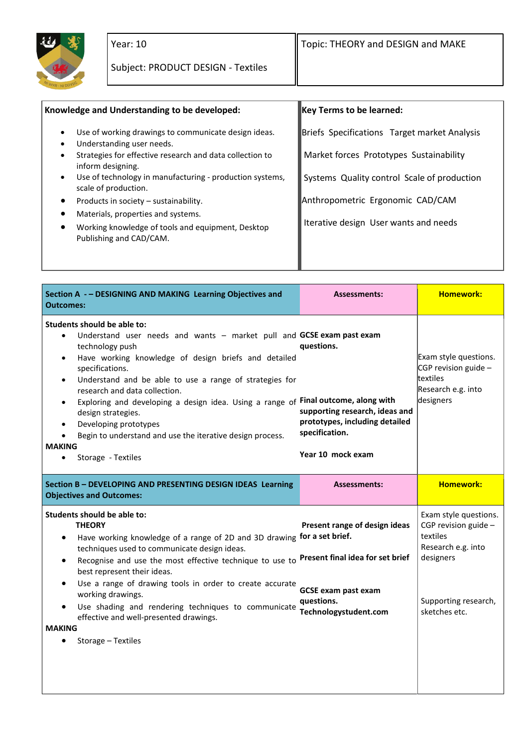| Year: 10<br><br>Subject: PRODUCT DESIGN - Textiles | Topic: THEORY and DESIGN and MAKE |
|---|---|

| **Knowledge and Understanding to be developed:** | **Key Terms to be learned:** |
|---|---|
| • Use of working drawings to communicate design ideas.<br>• Understanding user needs.<br>• Strategies for effective research and data collection to inform designing.<br>• Use of technology in manufacturing - production systems, scale of production.<br>• Products in society – sustainability.<br>• Materials, properties and systems.<br>• Working knowledge of tools and equipment, Desktop Publishing and CAD/CAM. | Briefs Specifications Target market Analysis<br><br>Market forces Prototypes Sustainability<br><br>Systems Quality control Scale of production<br><br>Anthropometric Ergonomic CAD/CAM<br><br>Iterative design User wants and needs |

| **Section A - – DESIGNING AND MAKING Learning Objectives and Outcomes:** | **Assessments:** | **Homework:** |
|---|---|---|
| **Students should be able to:**<br>• Understand user needs and wants – market pull and technology push<br>• Have working knowledge of design briefs and detailed specifications.<br>• Understand and be able to use a range of strategies for research and data collection.<br>• Exploring and developing a design idea. Using a range of design strategies.<br>• Developing prototypes<br>• Begin to understand and use the iterative design process.<br>**MAKING**<br>• Storage - Textiles | **GCSE exam past exam questions.**<br><br>**Final outcome, along with supporting research, ideas and prototypes, including detailed specification.**<br><br>**Year 10 mock exam** | Exam style questions.<br>CGP revision guide – textiles<br>Research e.g. into designers |
| **Section B – DEVELOPING AND PRESENTING DESIGN IDEAS Learning Objectives and Outcomes:** | **Assessments:** | **Homework:** |
| **Students should be able to:**<br>**THEORY**<br>• Have working knowledge of a range of 2D and 3D drawing techniques used to communicate design ideas.<br>• Recognise and use the most effective technique to use to best represent their ideas.<br>• Use a range of drawing tools in order to create accurate working drawings.<br>• Use shading and rendering techniques to communicate effective and well-presented drawings.<br>**MAKING**<br>• Storage – Textiles | **Present range of design ideas for a set brief.**<br><br>**Present final idea for set brief**<br><br>**GCSE exam past exam questions.**<br>**Technologystudent.com** | Exam style questions.<br>CGP revision guide – textiles<br>Research e.g. into designers<br><br>Supporting research, sketches etc. |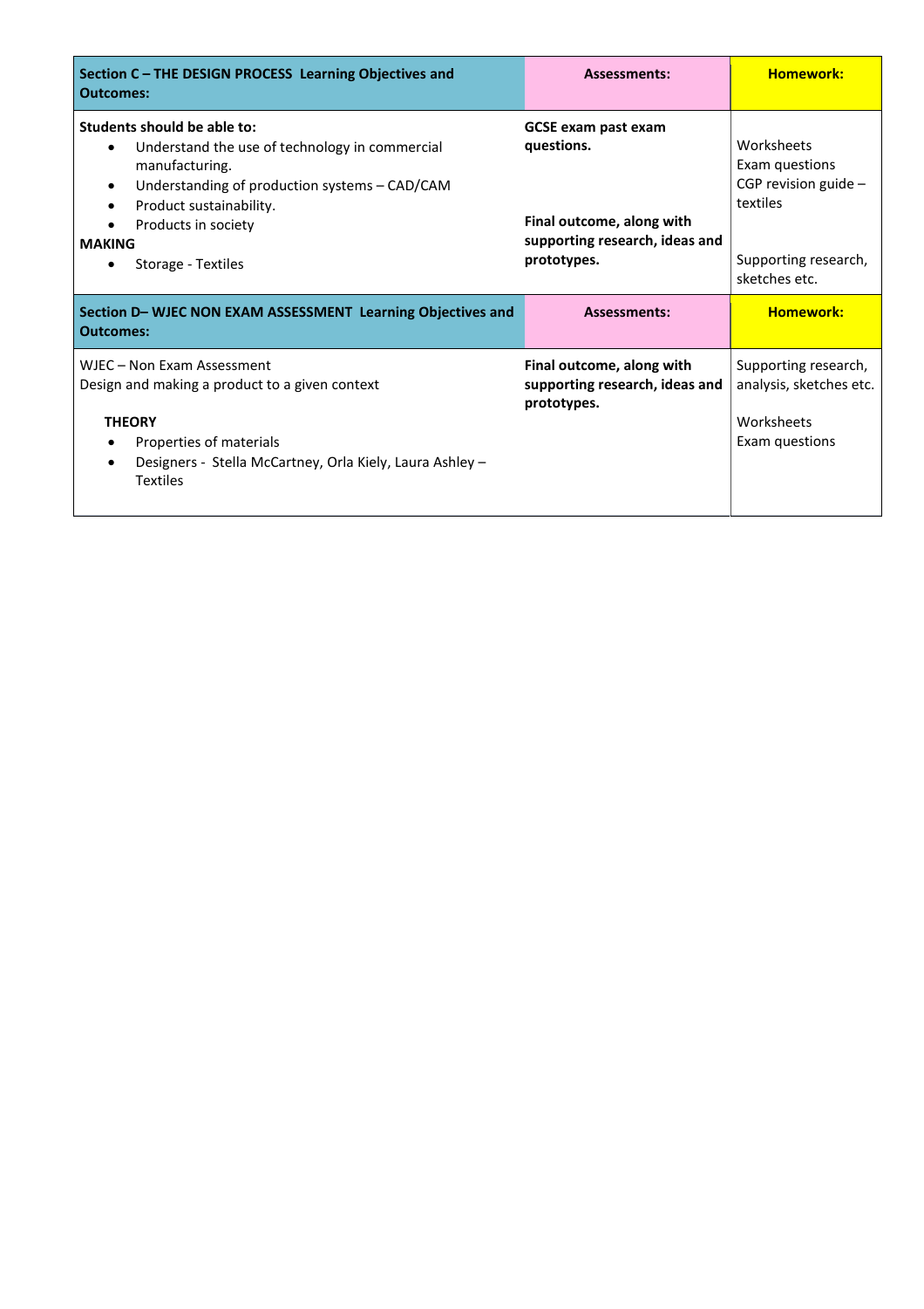| **Section C – THE DESIGN PROCESS Learning Objectives and Outcomes:** | **Assessments:** | **Homework:** |
|---|---|---|
| **Students should be able to:**<br>• Understand the use of technology in commercial manufacturing.<br>• Understanding of production systems – CAD/CAM<br>• Product sustainability.<br>• Products in society<br>**MAKING**<br>• Storage - Textiles | **GCSE exam past exam questions.**<br><br>**Final outcome, along with supporting research, ideas and prototypes.** | Worksheets<br>Exam questions<br>CGP revision guide – textiles<br><br>Supporting research, sketches etc. |
| **Section D– WJEC NON EXAM ASSESSMENT Learning Objectives and Outcomes:** | **Assessments:** | **Homework:** |
| WJEC – Non Exam Assessment<br>Design and making a product to a given context<br><br>**THEORY**<br>• Properties of materials<br>• Designers - Stella McCartney, Orla Kiely, Laura Ashley – Textiles | **Final outcome, along with supporting research, ideas and prototypes.** | Supporting research, analysis, sketches etc.<br><br>Worksheets<br>Exam questions |